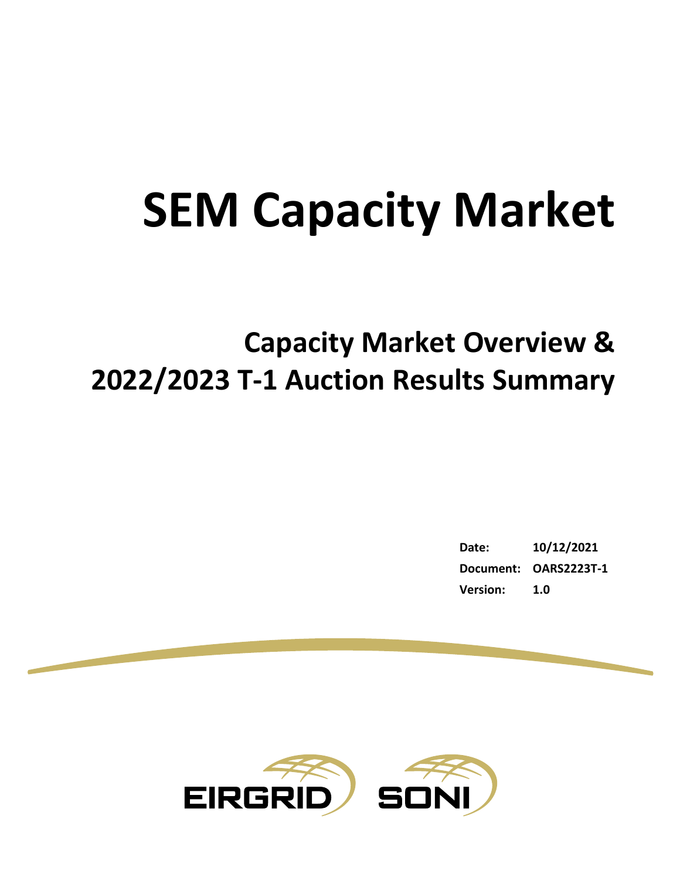# SEM Capacity Market

## Capacity Market Overview & 2022/2023 T-1 Auction Results Summary

| | |
|---|---|
| **Date:** | **10/12/2021** |
| **Document:** | **OARS2223T-1** |
| **Version:** | **1.0** |

EIRGRID SONI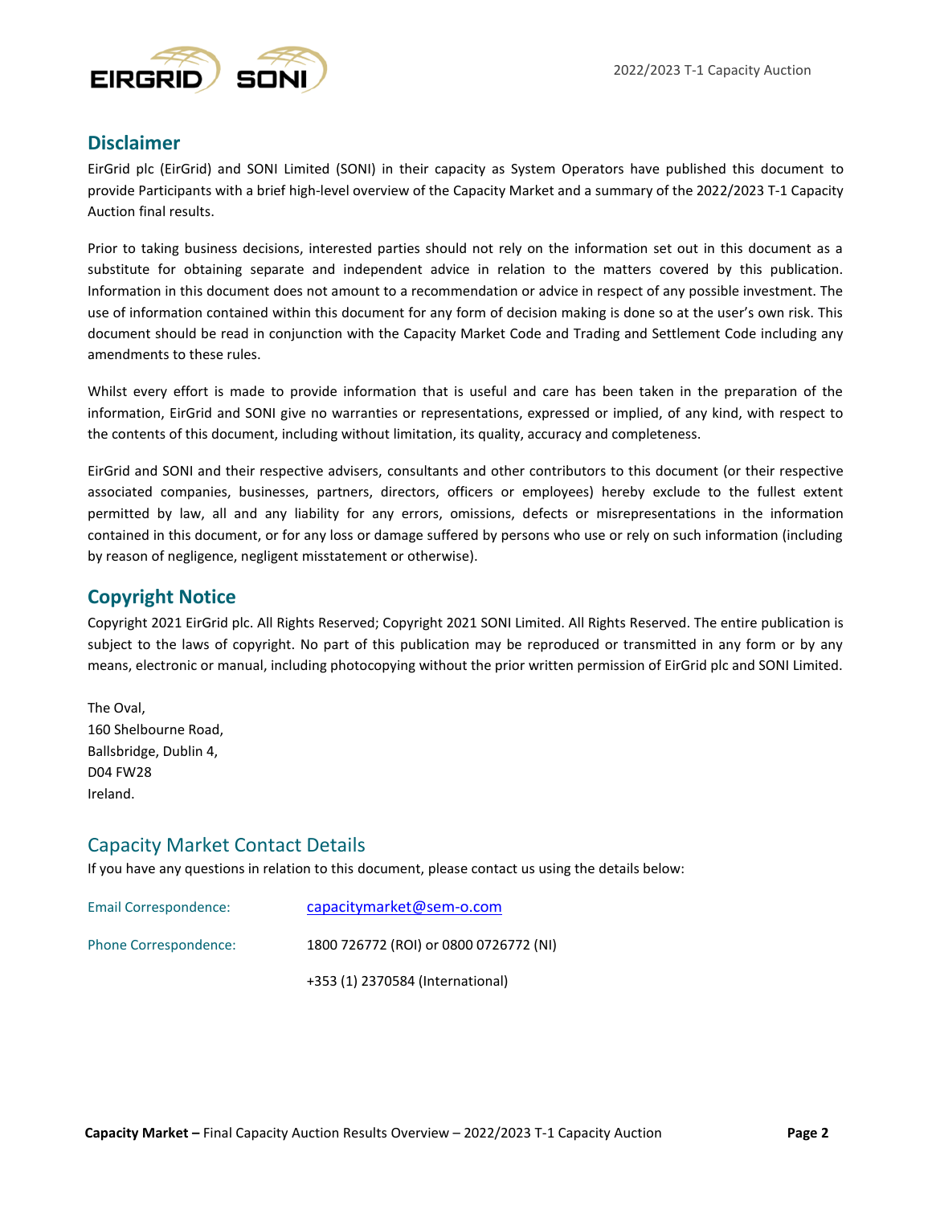## Disclaimer

EirGrid plc (EirGrid) and SONI Limited (SONI) in their capacity as System Operators have published this document to provide Participants with a brief high-level overview of the Capacity Market and a summary of the 2022/2023 T-1 Capacity Auction final results.

Prior to taking business decisions, interested parties should not rely on the information set out in this document as a substitute for obtaining separate and independent advice in relation to the matters covered by this publication. Information in this document does not amount to a recommendation or advice in respect of any possible investment. The use of information contained within this document for any form of decision making is done so at the user's own risk. This document should be read in conjunction with the Capacity Market Code and Trading and Settlement Code including any amendments to these rules.

Whilst every effort is made to provide information that is useful and care has been taken in the preparation of the information, EirGrid and SONI give no warranties or representations, expressed or implied, of any kind, with respect to the contents of this document, including without limitation, its quality, accuracy and completeness.

EirGrid and SONI and their respective advisers, consultants and other contributors to this document (or their respective associated companies, businesses, partners, directors, officers or employees) hereby exclude to the fullest extent permitted by law, all and any liability for any errors, omissions, defects or misrepresentations in the information contained in this document, or for any loss or damage suffered by persons who use or rely on such information (including by reason of negligence, negligent misstatement or otherwise).

## Copyright Notice

Copyright 2021 EirGrid plc. All Rights Reserved; Copyright 2021 SONI Limited. All Rights Reserved. The entire publication is subject to the laws of copyright. No part of this publication may be reproduced or transmitted in any form or by any means, electronic or manual, including photocopying without the prior written permission of EirGrid plc and SONI Limited.

The Oval,
160 Shelbourne Road,
Ballsbridge, Dublin 4,
D04 FW28
Ireland.

## Capacity Market Contact Details

If you have any questions in relation to this document, please contact us using the details below:

| | |
|---|---|
| Email Correspondence: | capacitymarket@sem-o.com |
| Phone Correspondence: | 1800 726772 (ROI) or 0800 0726772 (NI) |
| | +353 (1) 2370584 (International) |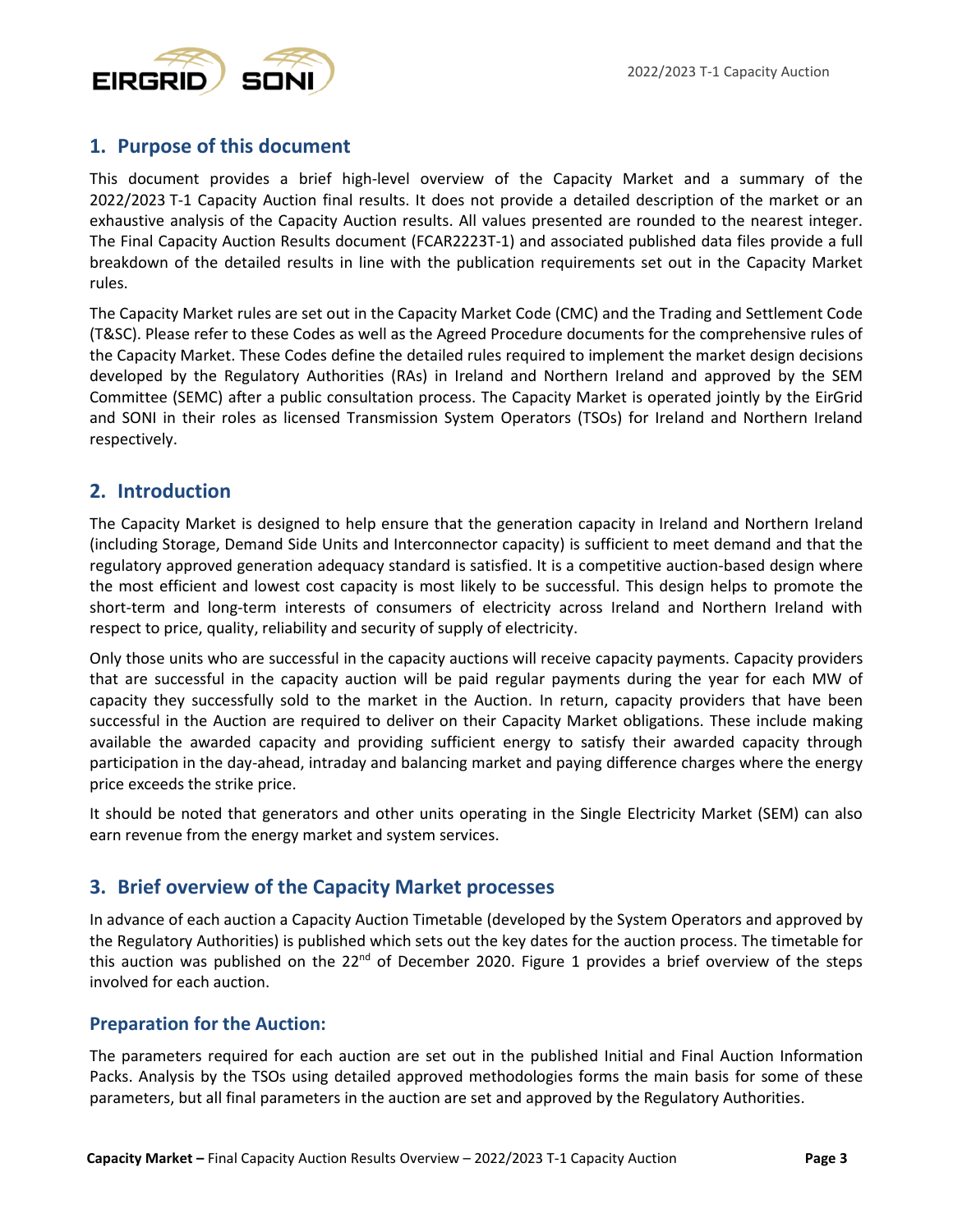## 1. Purpose of this document

This document provides a brief high-level overview of the Capacity Market and a summary of the 2022/2023 T-1 Capacity Auction final results. It does not provide a detailed description of the market or an exhaustive analysis of the Capacity Auction results. All values presented are rounded to the nearest integer. The Final Capacity Auction Results document (FCAR2223T-1) and associated published data files provide a full breakdown of the detailed results in line with the publication requirements set out in the Capacity Market rules.

The Capacity Market rules are set out in the Capacity Market Code (CMC) and the Trading and Settlement Code (T&SC). Please refer to these Codes as well as the Agreed Procedure documents for the comprehensive rules of the Capacity Market. These Codes define the detailed rules required to implement the market design decisions developed by the Regulatory Authorities (RAs) in Ireland and Northern Ireland and approved by the SEM Committee (SEMC) after a public consultation process. The Capacity Market is operated jointly by the EirGrid and SONI in their roles as licensed Transmission System Operators (TSOs) for Ireland and Northern Ireland respectively.

## 2. Introduction

The Capacity Market is designed to help ensure that the generation capacity in Ireland and Northern Ireland (including Storage, Demand Side Units and Interconnector capacity) is sufficient to meet demand and that the regulatory approved generation adequacy standard is satisfied. It is a competitive auction-based design where the most efficient and lowest cost capacity is most likely to be successful. This design helps to promote the short-term and long-term interests of consumers of electricity across Ireland and Northern Ireland with respect to price, quality, reliability and security of supply of electricity.

Only those units who are successful in the capacity auctions will receive capacity payments. Capacity providers that are successful in the capacity auction will be paid regular payments during the year for each MW of capacity they successfully sold to the market in the Auction. In return, capacity providers that have been successful in the Auction are required to deliver on their Capacity Market obligations. These include making available the awarded capacity and providing sufficient energy to satisfy their awarded capacity through participation in the day-ahead, intraday and balancing market and paying difference charges where the energy price exceeds the strike price.

It should be noted that generators and other units operating in the Single Electricity Market (SEM) can also earn revenue from the energy market and system services.

## 3. Brief overview of the Capacity Market processes

In advance of each auction a Capacity Auction Timetable (developed by the System Operators and approved by the Regulatory Authorities) is published which sets out the key dates for the auction process. The timetable for this auction was published on the 22nd of December 2020. Figure 1 provides a brief overview of the steps involved for each auction.

### Preparation for the Auction:

The parameters required for each auction are set out in the published Initial and Final Auction Information Packs. Analysis by the TSOs using detailed approved methodologies forms the main basis for some of these parameters, but all final parameters in the auction are set and approved by the Regulatory Authorities.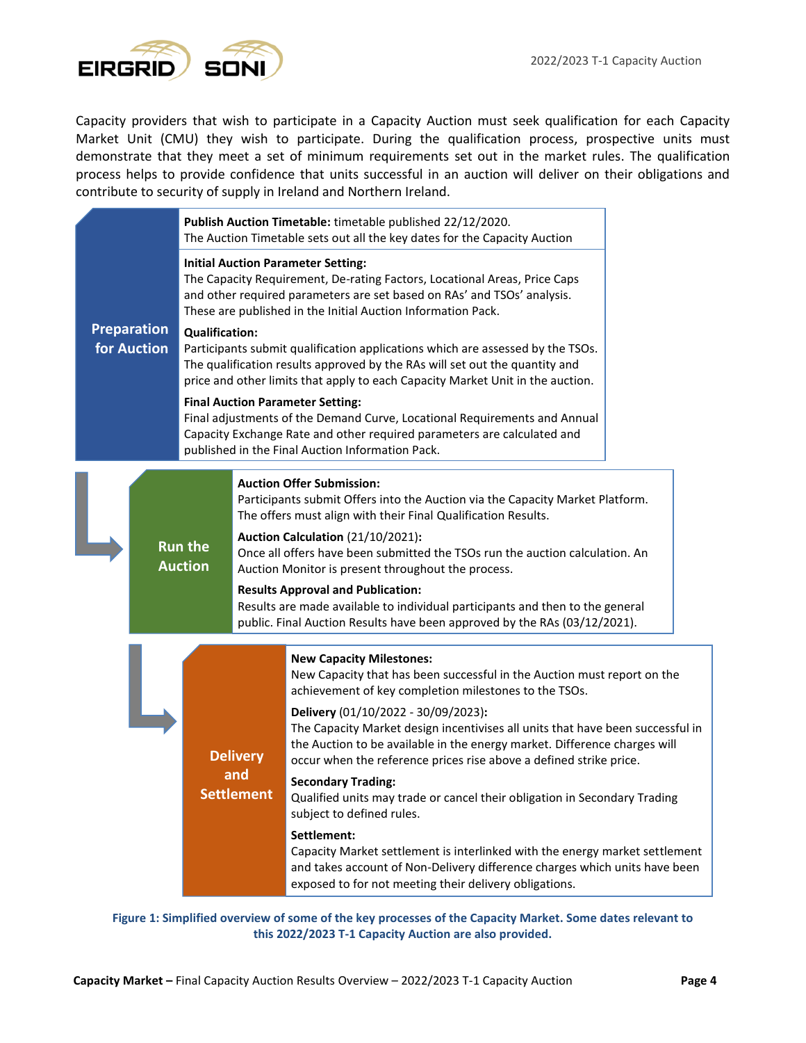Capacity providers that wish to participate in a Capacity Auction must seek qualification for each Capacity Market Unit (CMU) they wish to participate. During the qualification process, prospective units must demonstrate that they meet a set of minimum requirements set out in the market rules. The qualification process helps to provide confidence that units successful in an auction will deliver on their obligations and contribute to security of supply in Ireland and Northern Ireland.

| Stage | Process |
|---|---|
| **Preparation for Auction** | **Publish Auction Timetable:** timetable published 22/12/2020. The Auction Timetable sets out all the key dates for the Capacity Auction |
| | **Initial Auction Parameter Setting:** The Capacity Requirement, De-rating Factors, Locational Areas, Price Caps and other required parameters are set based on RAs' and TSOs' analysis. These are published in the Initial Auction Information Pack. |
| | **Qualification:** Participants submit qualification applications which are assessed by the TSOs. The qualification results approved by the RAs will set out the quantity and price and other limits that apply to each Capacity Market Unit in the auction. |
| | **Final Auction Parameter Setting:** Final adjustments of the Demand Curve, Locational Requirements and Annual Capacity Exchange Rate and other required parameters are calculated and published in the Final Auction Information Pack. |
| **Run the Auction** | **Auction Offer Submission:** Participants submit Offers into the Auction via the Capacity Market Platform. The offers must align with their Final Qualification Results. |
| | **Auction Calculation** (21/10/2021)**:** Once all offers have been submitted the TSOs run the auction calculation. An Auction Monitor is present throughout the process. |
| | **Results Approval and Publication:** Results are made available to individual participants and then to the general public. Final Auction Results have been approved by the RAs (03/12/2021). |
| **Delivery and Settlement** | **New Capacity Milestones:** New Capacity that has been successful in the Auction must report on the achievement of key completion milestones to the TSOs. |
| | **Delivery** (01/10/2022 - 30/09/2023)**:** The Capacity Market design incentivises all units that have been successful in the Auction to be available in the energy market. Difference charges will occur when the reference prices rise above a defined strike price. |
| | **Secondary Trading:** Qualified units may trade or cancel their obligation in Secondary Trading subject to defined rules. |
| | **Settlement:** Capacity Market settlement is interlinked with the energy market settlement and takes account of Non-Delivery difference charges which units have been exposed to for not meeting their delivery obligations. |

**Figure 1: Simplified overview of some of the key processes of the Capacity Market. Some dates relevant to this 2022/2023 T-1 Capacity Auction are also provided.**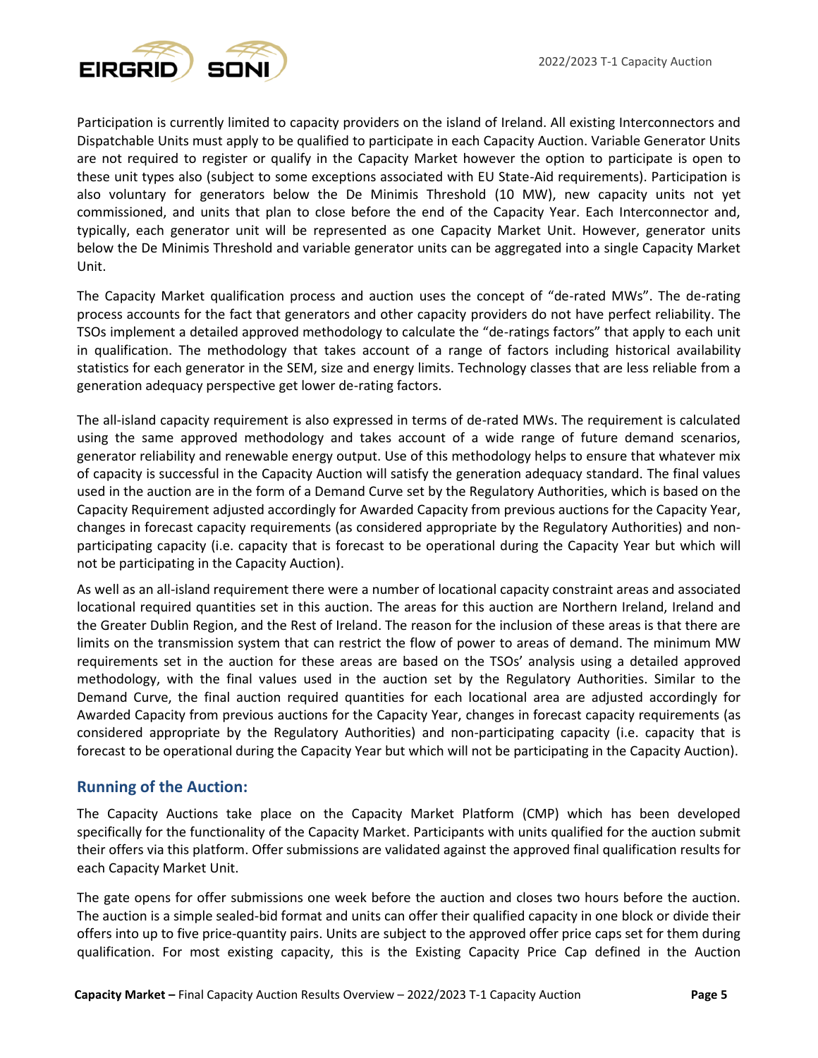Participation is currently limited to capacity providers on the island of Ireland. All existing Interconnectors and Dispatchable Units must apply to be qualified to participate in each Capacity Auction. Variable Generator Units are not required to register or qualify in the Capacity Market however the option to participate is open to these unit types also (subject to some exceptions associated with EU State-Aid requirements). Participation is also voluntary for generators below the De Minimis Threshold (10 MW), new capacity units not yet commissioned, and units that plan to close before the end of the Capacity Year. Each Interconnector and, typically, each generator unit will be represented as one Capacity Market Unit. However, generator units below the De Minimis Threshold and variable generator units can be aggregated into a single Capacity Market Unit.

The Capacity Market qualification process and auction uses the concept of "de-rated MWs". The de-rating process accounts for the fact that generators and other capacity providers do not have perfect reliability. The TSOs implement a detailed approved methodology to calculate the "de-ratings factors" that apply to each unit in qualification. The methodology that takes account of a range of factors including historical availability statistics for each generator in the SEM, size and energy limits. Technology classes that are less reliable from a generation adequacy perspective get lower de-rating factors.

The all-island capacity requirement is also expressed in terms of de-rated MWs. The requirement is calculated using the same approved methodology and takes account of a wide range of future demand scenarios, generator reliability and renewable energy output. Use of this methodology helps to ensure that whatever mix of capacity is successful in the Capacity Auction will satisfy the generation adequacy standard. The final values used in the auction are in the form of a Demand Curve set by the Regulatory Authorities, which is based on the Capacity Requirement adjusted accordingly for Awarded Capacity from previous auctions for the Capacity Year, changes in forecast capacity requirements (as considered appropriate by the Regulatory Authorities) and non-participating capacity (i.e. capacity that is forecast to be operational during the Capacity Year but which will not be participating in the Capacity Auction).

As well as an all-island requirement there were a number of locational capacity constraint areas and associated locational required quantities set in this auction. The areas for this auction are Northern Ireland, Ireland and the Greater Dublin Region, and the Rest of Ireland. The reason for the inclusion of these areas is that there are limits on the transmission system that can restrict the flow of power to areas of demand. The minimum MW requirements set in the auction for these areas are based on the TSOs' analysis using a detailed approved methodology, with the final values used in the auction set by the Regulatory Authorities. Similar to the Demand Curve, the final auction required quantities for each locational area are adjusted accordingly for Awarded Capacity from previous auctions for the Capacity Year, changes in forecast capacity requirements (as considered appropriate by the Regulatory Authorities) and non-participating capacity (i.e. capacity that is forecast to be operational during the Capacity Year but which will not be participating in the Capacity Auction).

## Running of the Auction:

The Capacity Auctions take place on the Capacity Market Platform (CMP) which has been developed specifically for the functionality of the Capacity Market. Participants with units qualified for the auction submit their offers via this platform. Offer submissions are validated against the approved final qualification results for each Capacity Market Unit.

The gate opens for offer submissions one week before the auction and closes two hours before the auction. The auction is a simple sealed-bid format and units can offer their qualified capacity in one block or divide their offers into up to five price-quantity pairs. Units are subject to the approved offer price caps set for them during qualification. For most existing capacity, this is the Existing Capacity Price Cap defined in the Auction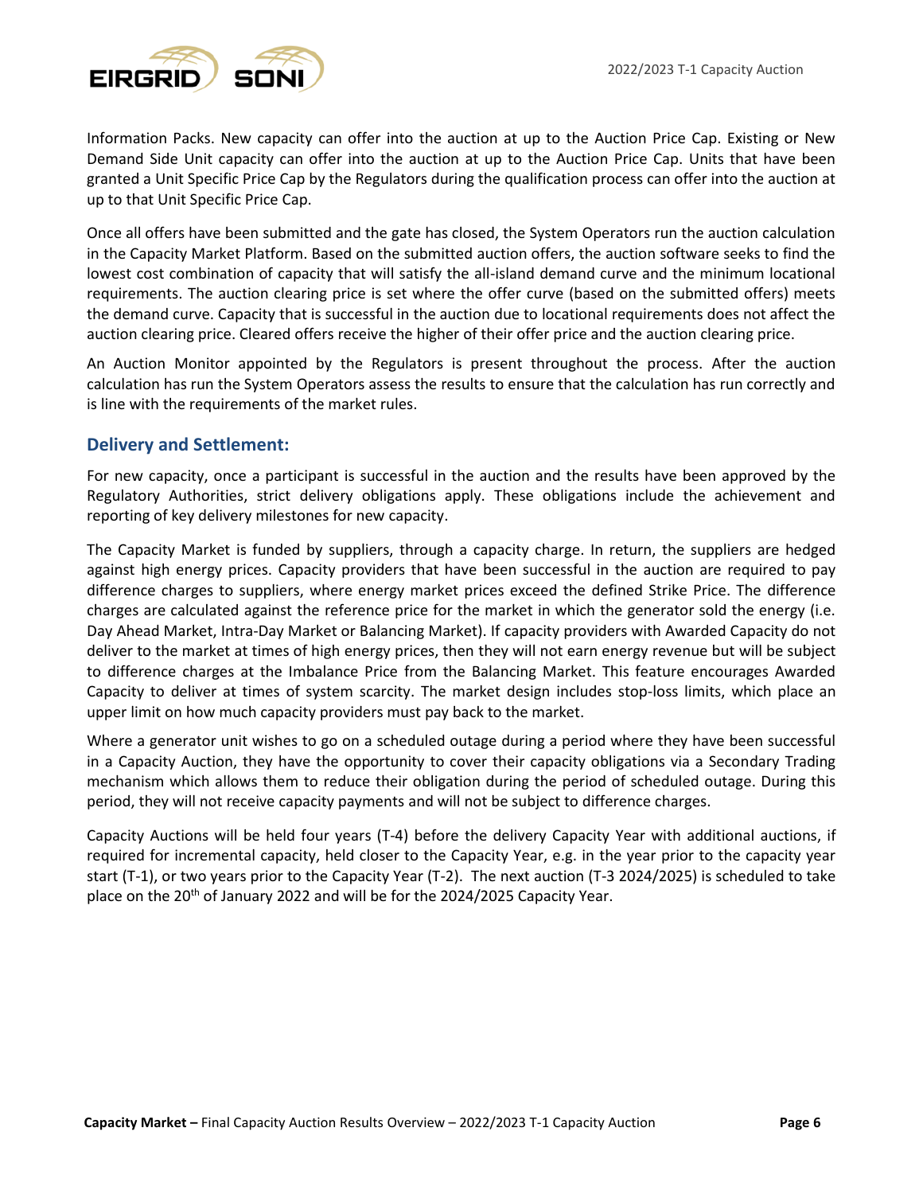Information Packs. New capacity can offer into the auction at up to the Auction Price Cap. Existing or New Demand Side Unit capacity can offer into the auction at up to the Auction Price Cap. Units that have been granted a Unit Specific Price Cap by the Regulators during the qualification process can offer into the auction at up to that Unit Specific Price Cap.

Once all offers have been submitted and the gate has closed, the System Operators run the auction calculation in the Capacity Market Platform. Based on the submitted auction offers, the auction software seeks to find the lowest cost combination of capacity that will satisfy the all-island demand curve and the minimum locational requirements. The auction clearing price is set where the offer curve (based on the submitted offers) meets the demand curve. Capacity that is successful in the auction due to locational requirements does not affect the auction clearing price. Cleared offers receive the higher of their offer price and the auction clearing price.

An Auction Monitor appointed by the Regulators is present throughout the process. After the auction calculation has run the System Operators assess the results to ensure that the calculation has run correctly and is line with the requirements of the market rules.

## Delivery and Settlement:

For new capacity, once a participant is successful in the auction and the results have been approved by the Regulatory Authorities, strict delivery obligations apply. These obligations include the achievement and reporting of key delivery milestones for new capacity.

The Capacity Market is funded by suppliers, through a capacity charge. In return, the suppliers are hedged against high energy prices. Capacity providers that have been successful in the auction are required to pay difference charges to suppliers, where energy market prices exceed the defined Strike Price. The difference charges are calculated against the reference price for the market in which the generator sold the energy (i.e. Day Ahead Market, Intra-Day Market or Balancing Market). If capacity providers with Awarded Capacity do not deliver to the market at times of high energy prices, then they will not earn energy revenue but will be subject to difference charges at the Imbalance Price from the Balancing Market. This feature encourages Awarded Capacity to deliver at times of system scarcity. The market design includes stop-loss limits, which place an upper limit on how much capacity providers must pay back to the market.

Where a generator unit wishes to go on a scheduled outage during a period where they have been successful in a Capacity Auction, they have the opportunity to cover their capacity obligations via a Secondary Trading mechanism which allows them to reduce their obligation during the period of scheduled outage. During this period, they will not receive capacity payments and will not be subject to difference charges.

Capacity Auctions will be held four years (T-4) before the delivery Capacity Year with additional auctions, if required for incremental capacity, held closer to the Capacity Year, e.g. in the year prior to the capacity year start (T-1), or two years prior to the Capacity Year (T-2). The next auction (T-3 2024/2025) is scheduled to take place on the 20th of January 2022 and will be for the 2024/2025 Capacity Year.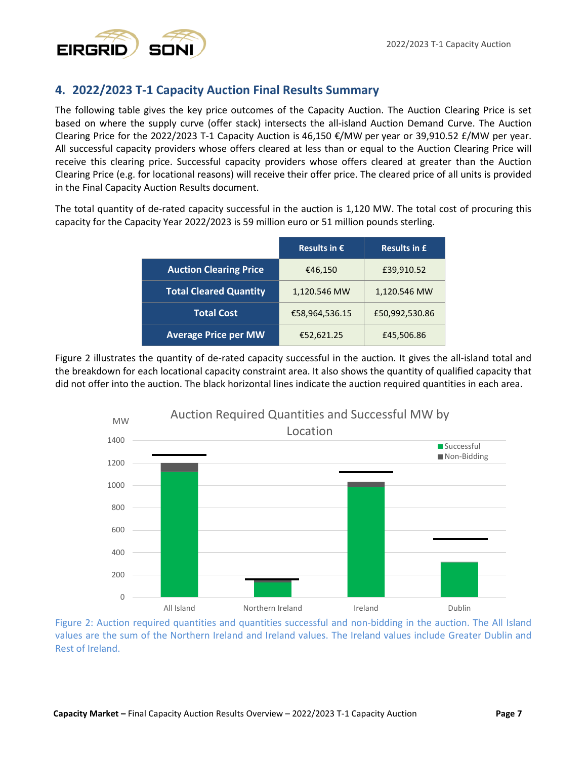## 4. 2022/2023 T-1 Capacity Auction Final Results Summary

The following table gives the key price outcomes of the Capacity Auction. The Auction Clearing Price is set based on where the supply curve (offer stack) intersects the all-island Auction Demand Curve. The Auction Clearing Price for the 2022/2023 T-1 Capacity Auction is 46,150 €/MW per year or 39,910.52 £/MW per year. All successful capacity providers whose offers cleared at less than or equal to the Auction Clearing Price will receive this clearing price. Successful capacity providers whose offers cleared at greater than the Auction Clearing Price (e.g. for locational reasons) will receive their offer price. The cleared price of all units is provided in the Final Capacity Auction Results document.

The total quantity of de-rated capacity successful in the auction is 1,120 MW. The total cost of procuring this capacity for the Capacity Year 2022/2023 is 59 million euro or 51 million pounds sterling.

| | Results in € | Results in £ |
|---|---|---|
| **Auction Clearing Price** | €46,150 | £39,910.52 |
| **Total Cleared Quantity** | 1,120.546 MW | 1,120.546 MW |
| **Total Cost** | €58,964,536.15 | £50,992,530.86 |
| **Average Price per MW** | €52,621.25 | £45,506.86 |

Figure 2 illustrates the quantity of de-rated capacity successful in the auction. It gives the all-island total and the breakdown for each locational capacity constraint area. It also shows the quantity of qualified capacity that did not offer into the auction. The black horizontal lines indicate the auction required quantities in each area.

Figure 2: Auction required quantities and quantities successful and non-bidding in the auction. The All Island values are the sum of the Northern Ireland and Ireland values. The Ireland values include Greater Dublin and Rest of Ireland.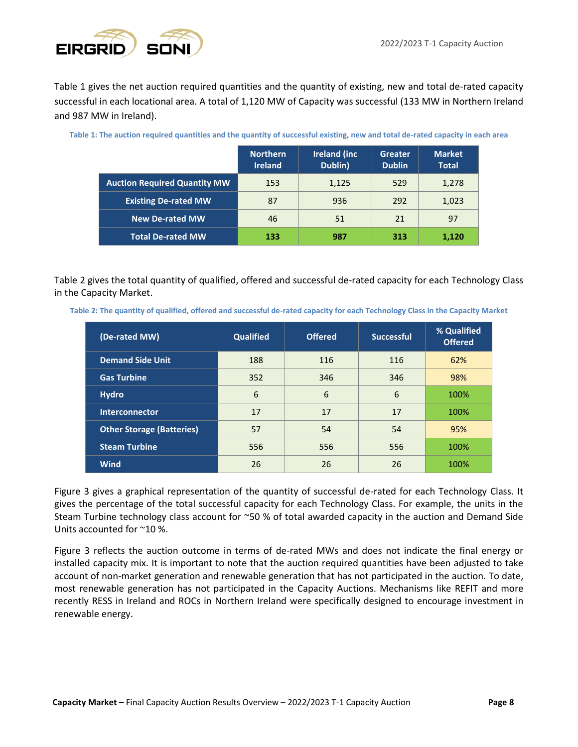Table 1 gives the net auction required quantities and the quantity of existing, new and total de-rated capacity successful in each locational area. A total of 1,120 MW of Capacity was successful (133 MW in Northern Ireland and 987 MW in Ireland).

**Table 1: The auction required quantities and the quantity of successful existing, new and total de-rated capacity in each area**

| | Northern Ireland | Ireland (inc Dublin) | Greater Dublin | Market Total |
|---|---|---|---|---|
| **Auction Required Quantity MW** | 153 | 1,125 | 529 | 1,278 |
| **Existing De-rated MW** | 87 | 936 | 292 | 1,023 |
| **New De-rated MW** | 46 | 51 | 21 | 97 |
| **Total De-rated MW** | **133** | **987** | **313** | **1,120** |

Table 2 gives the total quantity of qualified, offered and successful de-rated capacity for each Technology Class in the Capacity Market.

**Table 2: The quantity of qualified, offered and successful de-rated capacity for each Technology Class in the Capacity Market**

| (De-rated MW) | Qualified | Offered | Successful | % Qualified Offered |
|---|---|---|---|---|
| **Demand Side Unit** | 188 | 116 | 116 | 62% |
| **Gas Turbine** | 352 | 346 | 346 | 98% |
| **Hydro** | 6 | 6 | 6 | 100% |
| **Interconnector** | 17 | 17 | 17 | 100% |
| **Other Storage (Batteries)** | 57 | 54 | 54 | 95% |
| **Steam Turbine** | 556 | 556 | 556 | 100% |
| **Wind** | 26 | 26 | 26 | 100% |

Figure 3 gives a graphical representation of the quantity of successful de-rated for each Technology Class. It gives the percentage of the total successful capacity for each Technology Class. For example, the units in the Steam Turbine technology class account for ~50 % of total awarded capacity in the auction and Demand Side Units accounted for ~10 %.

Figure 3 reflects the auction outcome in terms of de-rated MWs and does not indicate the final energy or installed capacity mix. It is important to note that the auction required quantities have been adjusted to take account of non-market generation and renewable generation that has not participated in the auction. To date, most renewable generation has not participated in the Capacity Auctions. Mechanisms like REFIT and more recently RESS in Ireland and ROCs in Northern Ireland were specifically designed to encourage investment in renewable energy.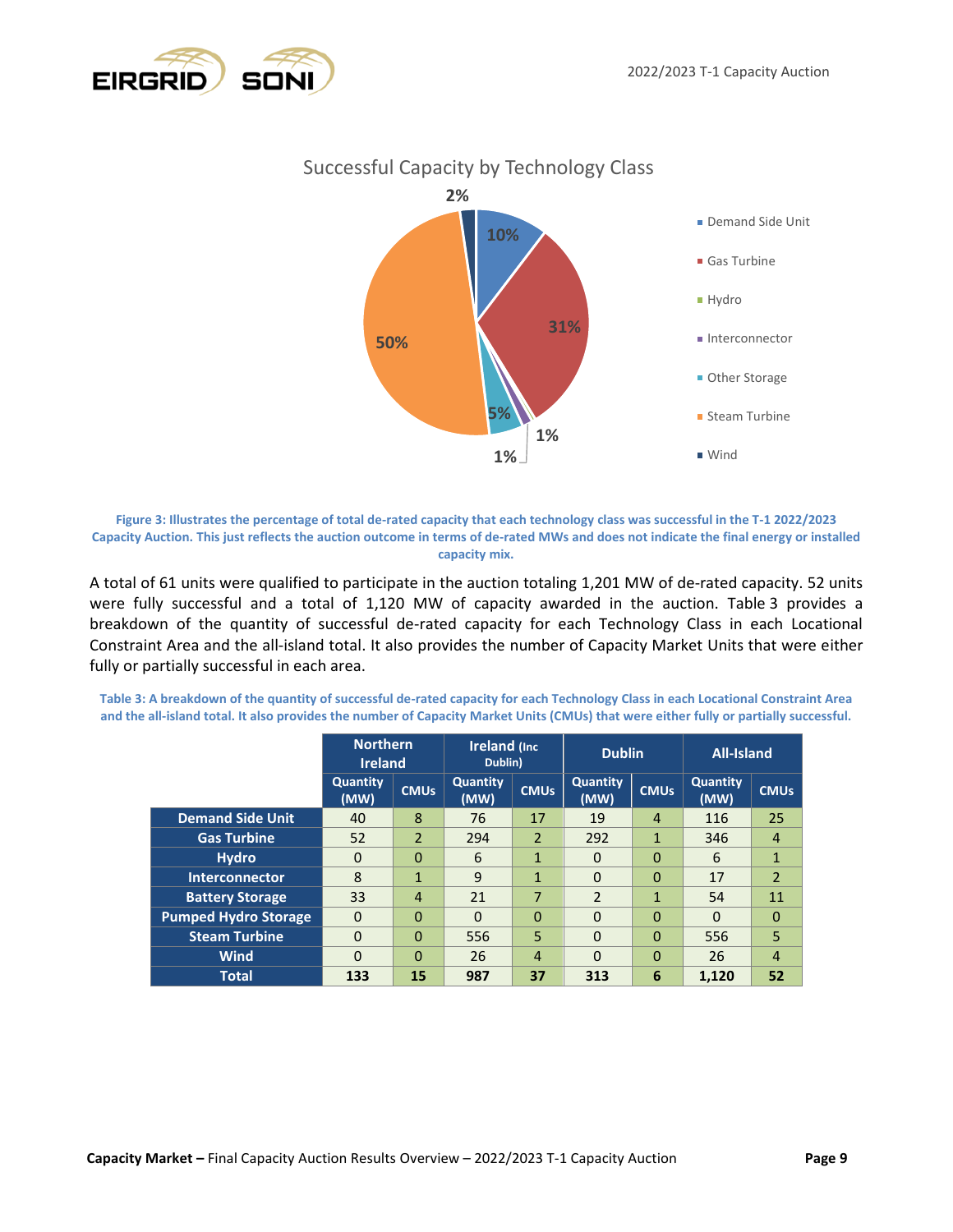Successful Capacity by Technology Class

Figure 3: Illustrates the percentage of total de-rated capacity that each technology class was successful in the T-1 2022/2023 Capacity Auction. This just reflects the auction outcome in terms of de-rated MWs and does not indicate the final energy or installed capacity mix.

A total of 61 units were qualified to participate in the auction totaling 1,201 MW of de-rated capacity. 52 units were fully successful and a total of 1,120 MW of capacity awarded in the auction. Table 3 provides a breakdown of the quantity of successful de-rated capacity for each Technology Class in each Locational Constraint Area and the all-island total. It also provides the number of Capacity Market Units that were either fully or partially successful in each area.

Table 3: A breakdown of the quantity of successful de-rated capacity for each Technology Class in each Locational Constraint Area and the all-island total. It also provides the number of Capacity Market Units (CMUs) that were either fully or partially successful.

| | Northern Ireland | | Ireland (Inc Dublin) | | Dublin | | All-Island | |
|---|---|---|---|---|---|---|---|---|
| | Quantity (MW) | CMUs | Quantity (MW) | CMUs | Quantity (MW) | CMUs | Quantity (MW) | CMUs |
| **Demand Side Unit** | 40 | 8 | 76 | 17 | 19 | 4 | 116 | 25 |
| **Gas Turbine** | 52 | 2 | 294 | 2 | 292 | 1 | 346 | 4 |
| **Hydro** | 0 | 0 | 6 | 1 | 0 | 0 | 6 | 1 |
| **Interconnector** | 8 | 1 | 9 | 1 | 0 | 0 | 17 | 2 |
| **Battery Storage** | 33 | 4 | 21 | 7 | 2 | 1 | 54 | 11 |
| **Pumped Hydro Storage** | 0 | 0 | 0 | 0 | 0 | 0 | 0 | 0 |
| **Steam Turbine** | 0 | 0 | 556 | 5 | 0 | 0 | 556 | 5 |
| **Wind** | 0 | 0 | 26 | 4 | 0 | 0 | 26 | 4 |
| **Total** | **133** | **15** | **987** | **37** | **313** | **6** | **1,120** | **52** |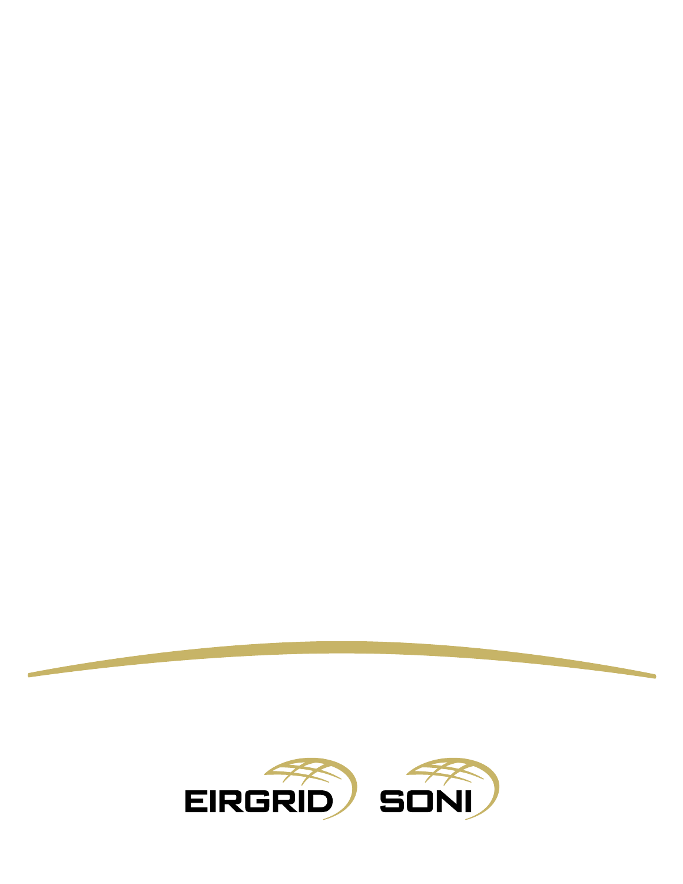EIRGRID SONI